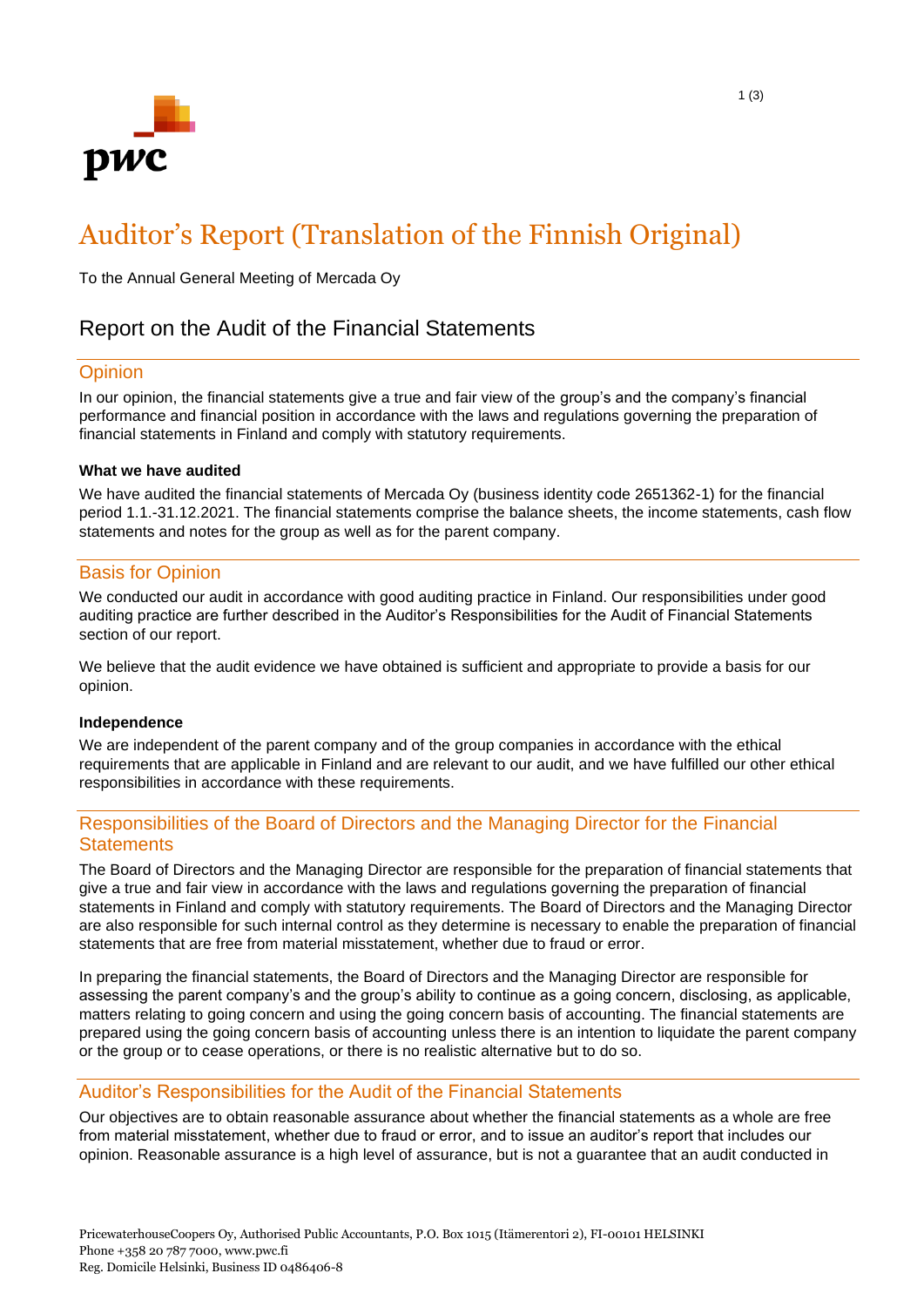# Auditor's Report (Translation of the Finnish Original)

To the Annual General Meeting of Mercada Oy

## Report on the Audit of the Financial Statements

### Opinion

In our opinion, the financial statements give a true and fair view of the group's and the company's financial performance and financial position in accordance with the laws and regulations governing the preparation of financial statements in Finland and comply with statutory requirements.

**What we have audited**

We have audited the financial statements of Mercada Oy (business identity code 2651362-1) for the financial period 1.1.-31.12.2021. The financial statements comprise the balance sheets, the income statements, cash flow statements and notes for the group as well as for the parent company.

### Basis for Opinion

We conducted our audit in accordance with good auditing practice in Finland. Our responsibilities under good auditing practice are further described in the Auditor's Responsibilities for the Audit of Financial Statements section of our report.

We believe that the audit evidence we have obtained is sufficient and appropriate to provide a basis for our opinion.

**Independence**

We are independent of the parent company and of the group companies in accordance with the ethical requirements that are applicable in Finland and are relevant to our audit, and we have fulfilled our other ethical responsibilities in accordance with these requirements.

### Responsibilities of the Board of Directors and the Managing Director for the Financial Statements

The Board of Directors and the Managing Director are responsible for the preparation of financial statements that give a true and fair view in accordance with the laws and regulations governing the preparation of financial statements in Finland and comply with statutory requirements. The Board of Directors and the Managing Director are also responsible for such internal control as they determine is necessary to enable the preparation of financial statements that are free from material misstatement, whether due to fraud or error.

In preparing the financial statements, the Board of Directors and the Managing Director are responsible for assessing the parent company's and the group's ability to continue as a going concern, disclosing, as applicable, matters relating to going concern and using the going concern basis of accounting. The financial statements are prepared using the going concern basis of accounting unless there is an intention to liquidate the parent company or the group or to cease operations, or there is no realistic alternative but to do so.

### Auditor's Responsibilities for the Audit of the Financial Statements

Our objectives are to obtain reasonable assurance about whether the financial statements as a whole are free from material misstatement, whether due to fraud or error, and to issue an auditor's report that includes our opinion. Reasonable assurance is a high level of assurance, but is not a guarantee that an audit conducted in

PricewaterhouseCoopers Oy, Authorised Public Accountants, P.O. Box 1015 (Itämerentori 2), FI-00101 HELSINKI
Phone +358 20 787 7000, www.pwc.fi
Reg. Domicile Helsinki, Business ID 0486406-8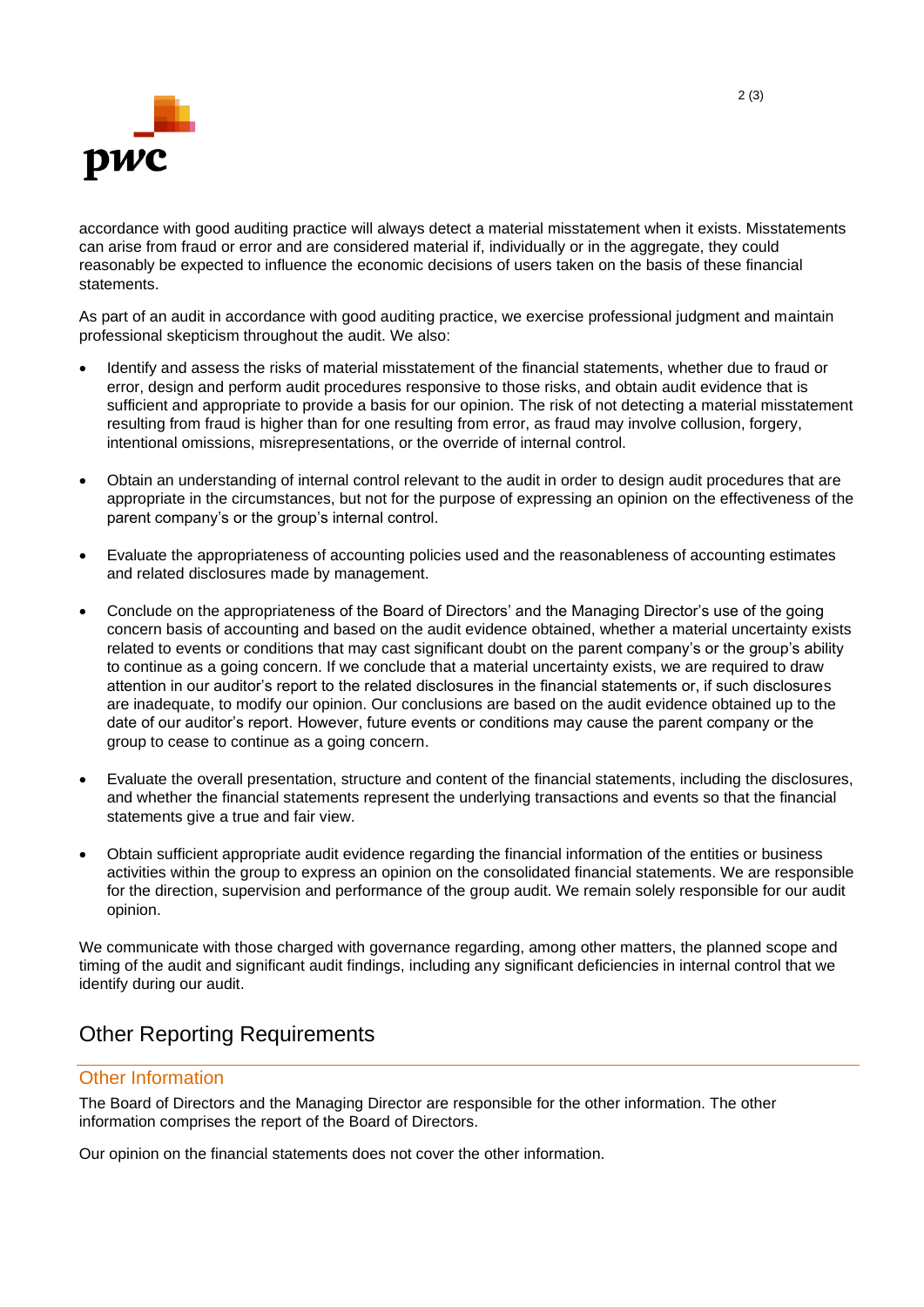accordance with good auditing practice will always detect a material misstatement when it exists. Misstatements can arise from fraud or error and are considered material if, individually or in the aggregate, they could reasonably be expected to influence the economic decisions of users taken on the basis of these financial statements.

As part of an audit in accordance with good auditing practice, we exercise professional judgment and maintain professional skepticism throughout the audit. We also:

- Identify and assess the risks of material misstatement of the financial statements, whether due to fraud or error, design and perform audit procedures responsive to those risks, and obtain audit evidence that is sufficient and appropriate to provide a basis for our opinion. The risk of not detecting a material misstatement resulting from fraud is higher than for one resulting from error, as fraud may involve collusion, forgery, intentional omissions, misrepresentations, or the override of internal control.

- Obtain an understanding of internal control relevant to the audit in order to design audit procedures that are appropriate in the circumstances, but not for the purpose of expressing an opinion on the effectiveness of the parent company's or the group's internal control.

- Evaluate the appropriateness of accounting policies used and the reasonableness of accounting estimates and related disclosures made by management.

- Conclude on the appropriateness of the Board of Directors' and the Managing Director's use of the going concern basis of accounting and based on the audit evidence obtained, whether a material uncertainty exists related to events or conditions that may cast significant doubt on the parent company's or the group's ability to continue as a going concern. If we conclude that a material uncertainty exists, we are required to draw attention in our auditor's report to the related disclosures in the financial statements or, if such disclosures are inadequate, to modify our opinion. Our conclusions are based on the audit evidence obtained up to the date of our auditor's report. However, future events or conditions may cause the parent company or the group to cease to continue as a going concern.

- Evaluate the overall presentation, structure and content of the financial statements, including the disclosures, and whether the financial statements represent the underlying transactions and events so that the financial statements give a true and fair view.

- Obtain sufficient appropriate audit evidence regarding the financial information of the entities or business activities within the group to express an opinion on the consolidated financial statements. We are responsible for the direction, supervision and performance of the group audit. We remain solely responsible for our audit opinion.

We communicate with those charged with governance regarding, among other matters, the planned scope and timing of the audit and significant audit findings, including any significant deficiencies in internal control that we identify during our audit.

## Other Reporting Requirements

### Other Information

The Board of Directors and the Managing Director are responsible for the other information. The other information comprises the report of the Board of Directors.

Our opinion on the financial statements does not cover the other information.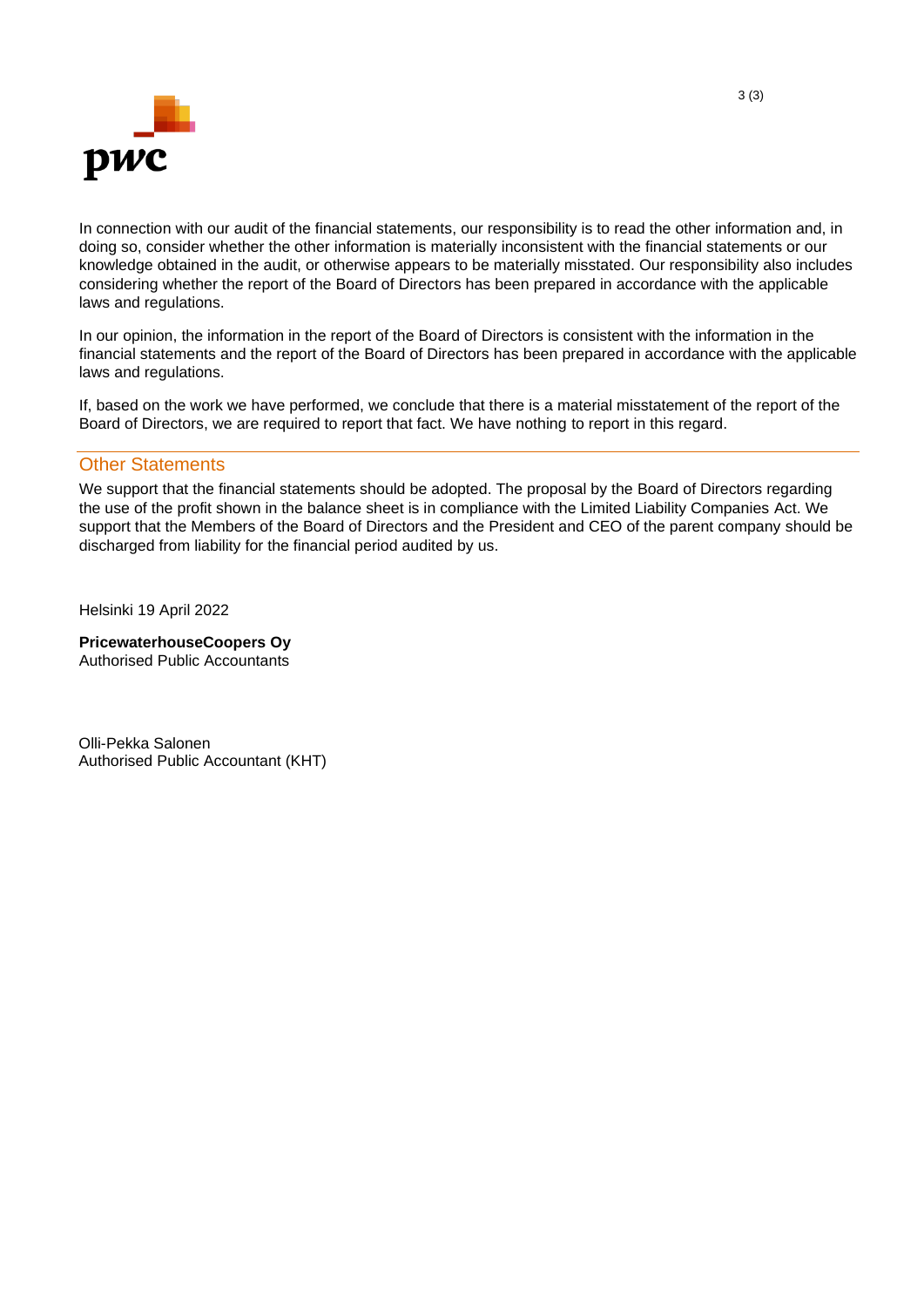In connection with our audit of the financial statements, our responsibility is to read the other information and, in doing so, consider whether the other information is materially inconsistent with the financial statements or our knowledge obtained in the audit, or otherwise appears to be materially misstated. Our responsibility also includes considering whether the report of the Board of Directors has been prepared in accordance with the applicable laws and regulations.

In our opinion, the information in the report of the Board of Directors is consistent with the information in the financial statements and the report of the Board of Directors has been prepared in accordance with the applicable laws and regulations.

If, based on the work we have performed, we conclude that there is a material misstatement of the report of the Board of Directors, we are required to report that fact. We have nothing to report in this regard.

## Other Statements

We support that the financial statements should be adopted. The proposal by the Board of Directors regarding the use of the profit shown in the balance sheet is in compliance with the Limited Liability Companies Act. We support that the Members of the Board of Directors and the President and CEO of the parent company should be discharged from liability for the financial period audited by us.

Helsinki 19 April 2022

**PricewaterhouseCoopers Oy**
Authorised Public Accountants

Olli-Pekka Salonen
Authorised Public Accountant (KHT)